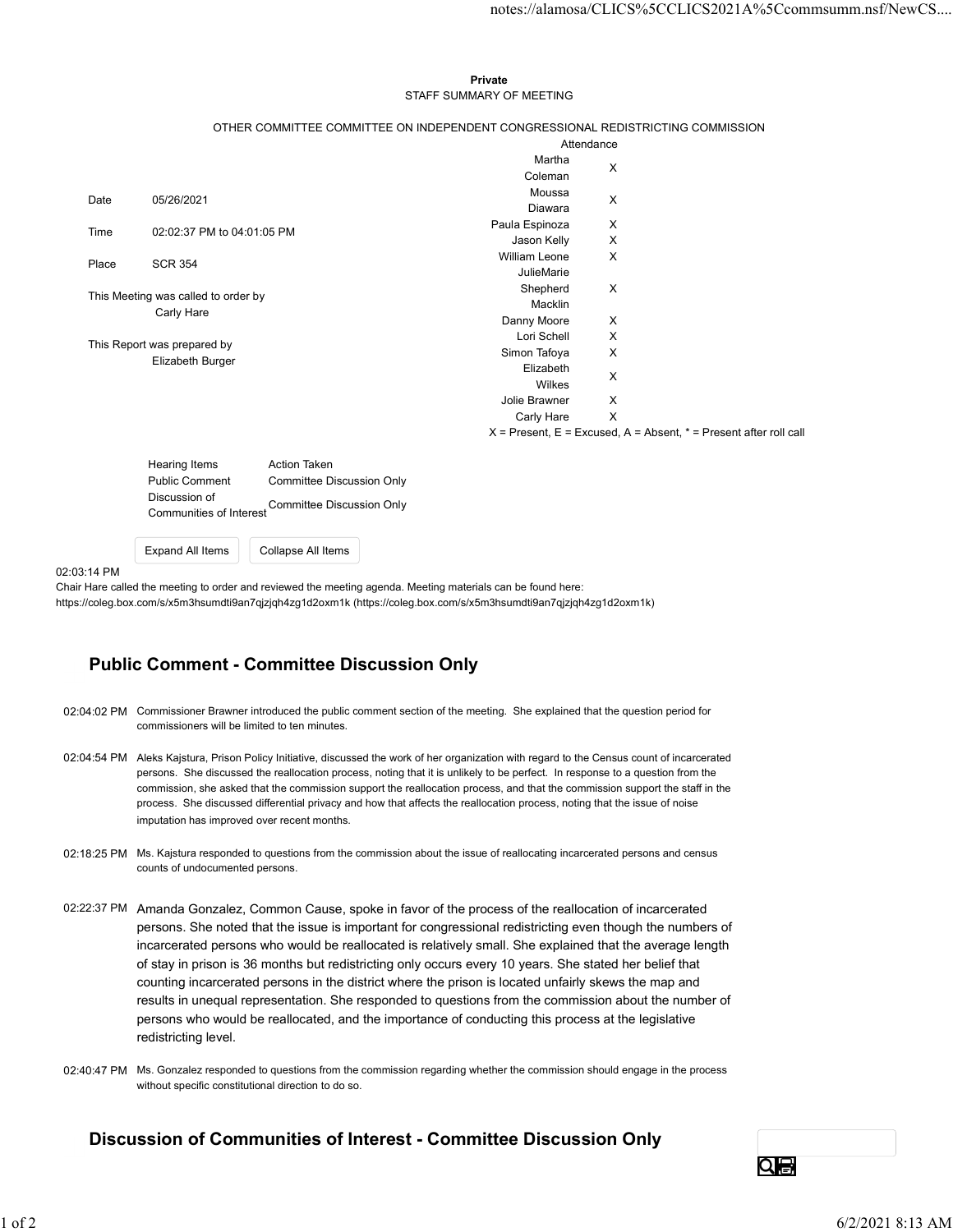**Private**

STAFF SUMMARY OF MEETING

OTHER COMMITTEE COMMITTEE ON INDEPENDENT CONGRESSIONAL REDISTRICTING COMMISSION

| | |
|---|---|
| Date | 05/26/2021 |
| Time | 02:02:37 PM to 04:01:05 PM |
| Place | SCR 354 |

This Meeting was called to order by
Carly Hare

This Report was prepared by
Elizabeth Burger

| Attendance | |
|---|---|
| Martha Coleman | X |
| Moussa Diawara | X |
| Paula Espinoza | X |
| Jason Kelly | X |
| William Leone | X |
| JulieMarie Shepherd Macklin | X |
| Danny Moore | X |
| Lori Schell | X |
| Simon Tafoya | X |
| Elizabeth Wilkes | X |
| Jolie Brawner | X |
| Carly Hare | X |

X = Present, E = Excused, A = Absent, * = Present after roll call

| Hearing Items | Action Taken |
|---|---|
| Public Comment | Committee Discussion Only |
| Discussion of Communities of Interest | Committee Discussion Only |

02:03:14 PM
Chair Hare called the meeting to order and reviewed the meeting agenda. Meeting materials can be found here: https://coleg.box.com/s/x5m3hsumdti9an7qjzjqh4zg1d2oxm1k (https://coleg.box.com/s/x5m3hsumdti9an7qjzjqh4zg1d2oxm1k)

## Public Comment - Committee Discussion Only

02:04:02 PM Commissioner Brawner introduced the public comment section of the meeting. She explained that the question period for commissioners will be limited to ten minutes.

02:04:54 PM Aleks Kajstura, Prison Policy Initiative, discussed the work of her organization with regard to the Census count of incarcerated persons. She discussed the reallocation process, noting that it is unlikely to be perfect. In response to a question from the commission, she asked that the commission support the reallocation process, and that the commission support the staff in the process. She discussed differential privacy and how that affects the reallocation process, noting that the issue of noise imputation has improved over recent months.

02:18:25 PM Ms. Kajstura responded to questions from the commission about the issue of reallocating incarcerated persons and census counts of undocumented persons.

02:22:37 PM Amanda Gonzalez, Common Cause, spoke in favor of the process of the reallocation of incarcerated persons. She noted that the issue is important for congressional redistricting even though the numbers of incarcerated persons who would be reallocated is relatively small. She explained that the average length of stay in prison is 36 months but redistricting only occurs every 10 years. She stated her belief that counting incarcerated persons in the district where the prison is located unfairly skews the map and results in unequal representation. She responded to questions from the commission about the number of persons who would be reallocated, and the importance of conducting this process at the legislative redistricting level.

02:40:47 PM Ms. Gonzalez responded to questions from the commission regarding whether the commission should engage in the process without specific constitutional direction to do so.

## Discussion of Communities of Interest - Committee Discussion Only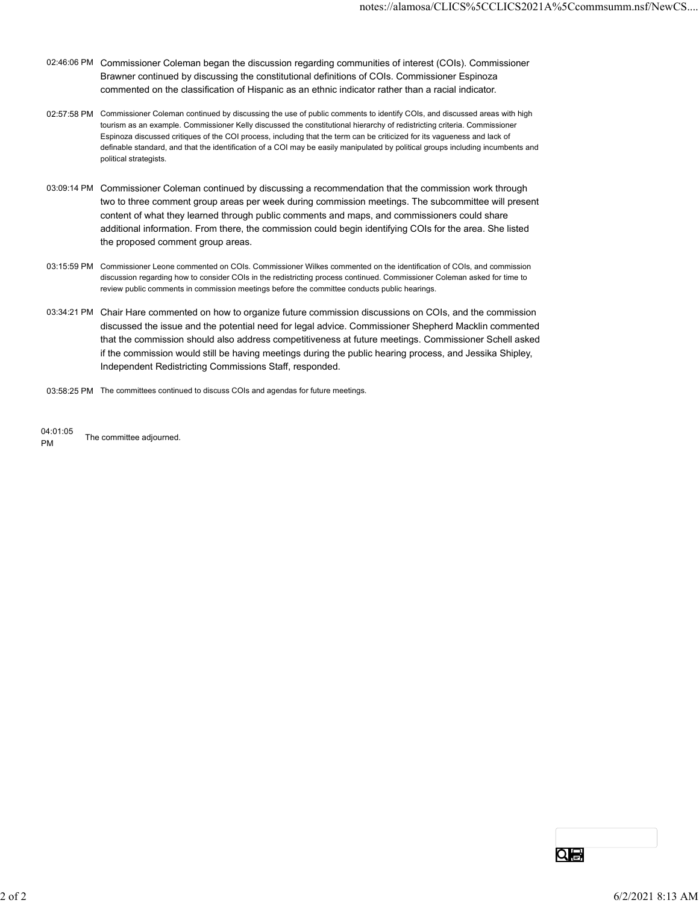| | |
|---|---|
| 02:46:06 PM | Commissioner Coleman began the discussion regarding communities of interest (COIs). Commissioner Brawner continued by discussing the constitutional definitions of COIs. Commissioner Espinoza commented on the classification of Hispanic as an ethnic indicator rather than a racial indicator. |
| 02:57:58 PM | Commissioner Coleman continued by discussing the use of public comments to identify COIs, and discussed areas with high tourism as an example. Commissioner Kelly discussed the constitutional hierarchy of redistricting criteria. Commissioner Espinoza discussed critiques of the COI process, including that the term can be criticized for its vagueness and lack of definable standard, and that the identification of a COI may be easily manipulated by political groups including incumbents and political strategists. |
| 03:09:14 PM | Commissioner Coleman continued by discussing a recommendation that the commission work through two to three comment group areas per week during commission meetings. The subcommittee will present content of what they learned through public comments and maps, and commissioners could share additional information. From there, the commission could begin identifying COIs for the area. She listed the proposed comment group areas. |
| 03:15:59 PM | Commissioner Leone commented on COIs. Commissioner Wilkes commented on the identification of COIs, and commission discussion regarding how to consider COIs in the redistricting process continued. Commissioner Coleman asked for time to review public comments in commission meetings before the committee conducts public hearings. |
| 03:34:21 PM | Chair Hare commented on how to organize future commission discussions on COIs, and the commission discussed the issue and the potential need for legal advice. Commissioner Shepherd Macklin commented that the commission should also address competitiveness at future meetings. Commissioner Schell asked if the commission would still be having meetings during the public hearing process, and Jessika Shipley, Independent Redistricting Commissions Staff, responded. |
| 03:58:25 PM | The committees continued to discuss COIs and agendas for future meetings. |

| | |
|---|---|
| 04:01:05 PM | The committee adjourned. |